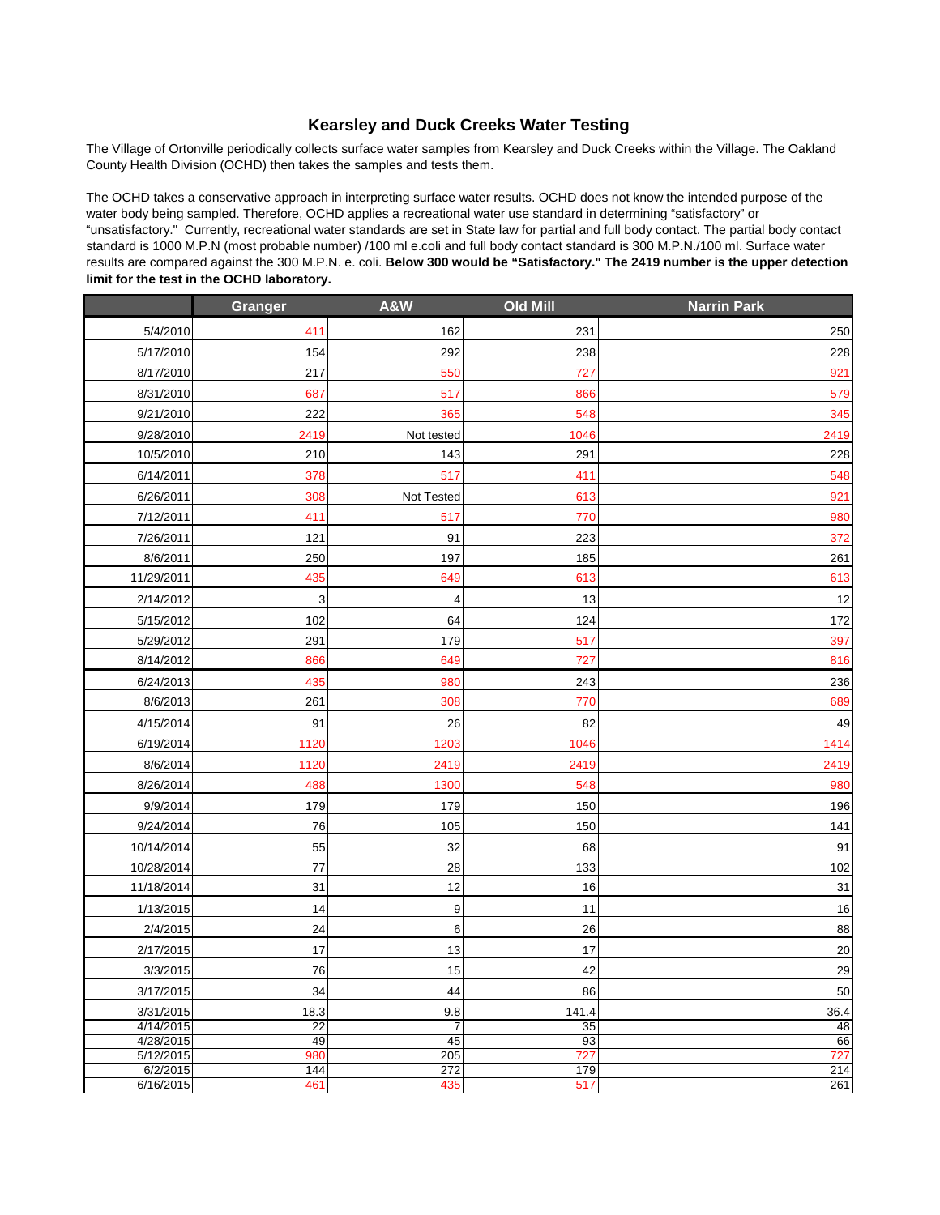# Kearsley and Duck Creeks Water Testing

The Village of Ortonville periodically collects surface water samples from Kearsley and Duck Creeks within the Village. The Oakland County Health Division (OCHD) then takes the samples and tests them.

The OCHD takes a conservative approach in interpreting surface water results. OCHD does not know the intended purpose of the water body being sampled. Therefore, OCHD applies a recreational water use standard in determining "satisfactory" or "unsatisfactory." Currently, recreational water standards are set in State law for partial and full body contact. The partial body contact standard is 1000 M.P.N (most probable number) /100 ml e.coli and full body contact standard is 300 M.P.N./100 ml. Surface water results are compared against the 300 M.P.N. e. coli. **Below 300 would be "Satisfactory." The 2419 number is the upper detection limit for the test in the OCHD laboratory.**

| | Granger | A&W | Old Mill | Narrin Park |
|---|---|---|---|---|
| 5/4/2010 | 411 | 162 | 231 | 250 |
| 5/17/2010 | 154 | 292 | 238 | 228 |
| 8/17/2010 | 217 | 550 | 727 | 921 |
| 8/31/2010 | 687 | 517 | 866 | 579 |
| 9/21/2010 | 222 | 365 | 548 | 345 |
| 9/28/2010 | 2419 | Not tested | 1046 | 2419 |
| 10/5/2010 | 210 | 143 | 291 | 228 |
| 6/14/2011 | 378 | 517 | 411 | 548 |
| 6/26/2011 | 308 | Not Tested | 613 | 921 |
| 7/12/2011 | 411 | 517 | 770 | 980 |
| 7/26/2011 | 121 | 91 | 223 | 372 |
| 8/6/2011 | 250 | 197 | 185 | 261 |
| 11/29/2011 | 435 | 649 | 613 | 613 |
| 2/14/2012 | 3 | 4 | 13 | 12 |
| 5/15/2012 | 102 | 64 | 124 | 172 |
| 5/29/2012 | 291 | 179 | 517 | 397 |
| 8/14/2012 | 866 | 649 | 727 | 816 |
| 6/24/2013 | 435 | 980 | 243 | 236 |
| 8/6/2013 | 261 | 308 | 770 | 689 |
| 4/15/2014 | 91 | 26 | 82 | 49 |
| 6/19/2014 | 1120 | 1203 | 1046 | 1414 |
| 8/6/2014 | 1120 | 2419 | 2419 | 2419 |
| 8/26/2014 | 488 | 1300 | 548 | 980 |
| 9/9/2014 | 179 | 179 | 150 | 196 |
| 9/24/2014 | 76 | 105 | 150 | 141 |
| 10/14/2014 | 55 | 32 | 68 | 91 |
| 10/28/2014 | 77 | 28 | 133 | 102 |
| 11/18/2014 | 31 | 12 | 16 | 31 |
| 1/13/2015 | 14 | 9 | 11 | 16 |
| 2/4/2015 | 24 | 6 | 26 | 88 |
| 2/17/2015 | 17 | 13 | 17 | 20 |
| 3/3/2015 | 76 | 15 | 42 | 29 |
| 3/17/2015 | 34 | 44 | 86 | 50 |
| 3/31/2015 | 18.3 | 9.8 | 141.4 | 36.4 |
| 4/14/2015 | 22 | 7 | 35 | 48 |
| 4/28/2015 | 49 | 45 | 93 | 66 |
| 5/12/2015 | 980 | 205 | 727 | 727 |
| 6/2/2015 | 144 | 272 | 179 | 214 |
| 6/16/2015 | 461 | 435 | 517 | 261 |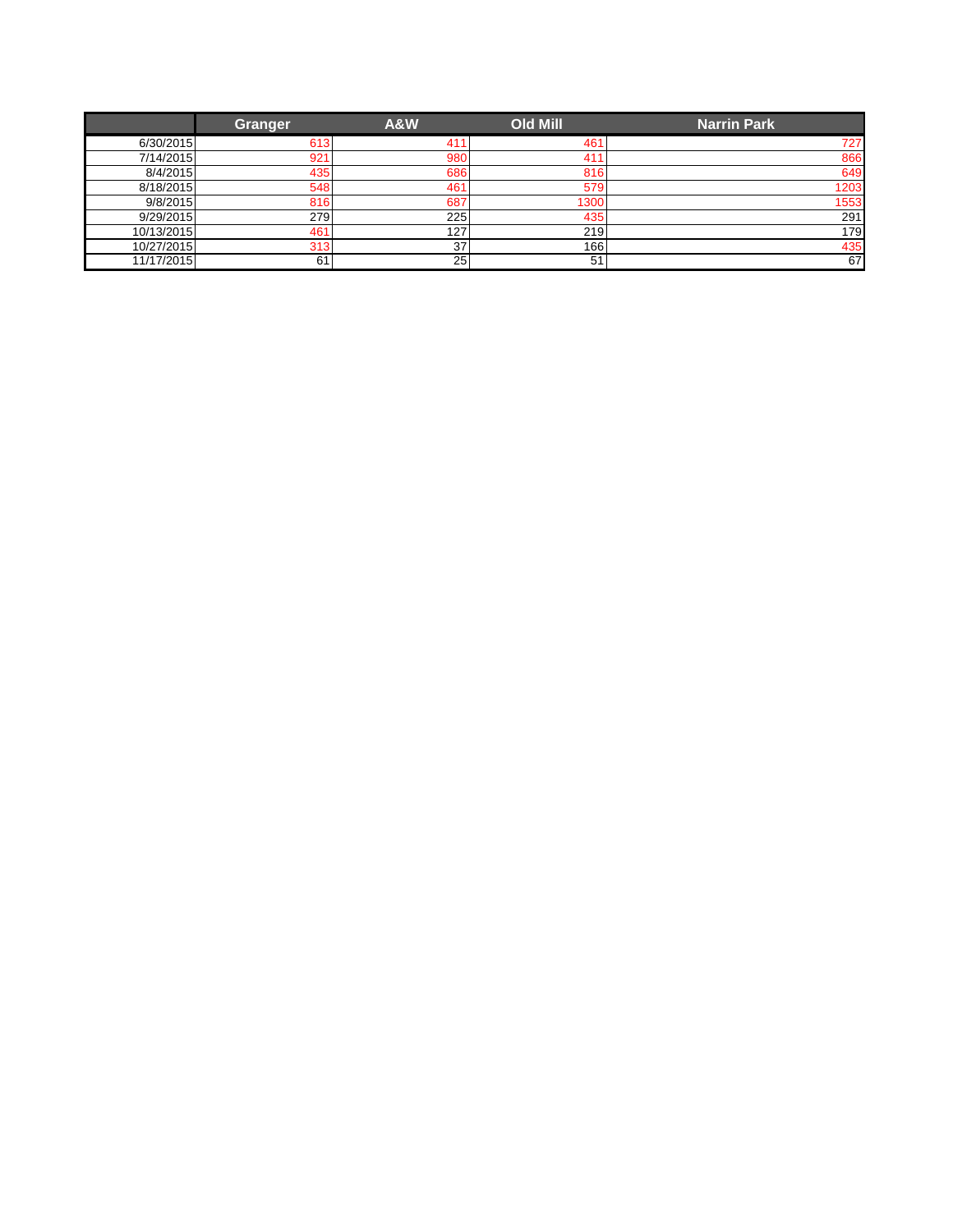| | Granger | A&W | Old Mill | Narrin Park |
|---|---|---|---|---|
| 6/30/2015 | 613 | 411 | 461 | 727 |
| 7/14/2015 | 921 | 980 | 411 | 866 |
| 8/4/2015 | 435 | 686 | 816 | 649 |
| 8/18/2015 | 548 | 461 | 579 | 1203 |
| 9/8/2015 | 816 | 687 | 1300 | 1553 |
| 9/29/2015 | 279 | 225 | 435 | 291 |
| 10/13/2015 | 461 | 127 | 219 | 179 |
| 10/27/2015 | 313 | 37 | 166 | 435 |
| 11/17/2015 | 61 | 25 | 51 | 67 |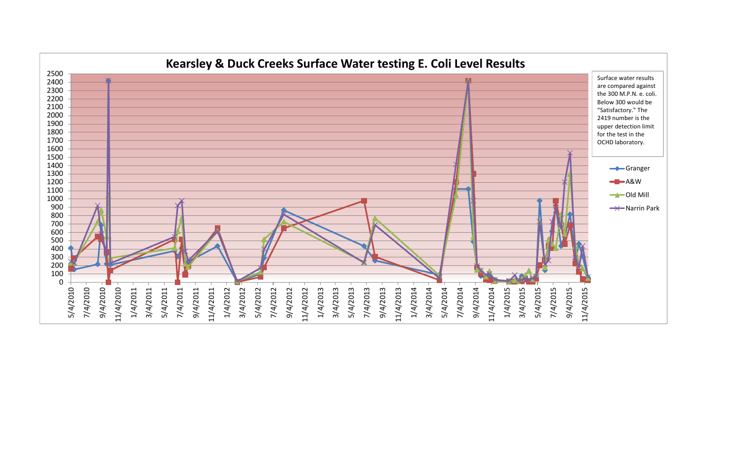# Kearsley & Duck Creeks Surface Water testing E. Coli Level Results

Surface water results are compared against the 300 M.P.N. e. coli. Below 300 would be "Satisfactory." The 2419 number is the upper detection limit for the test in the OCHD laboratory.

- Granger
- A&W
- Old Mill
- Narrin Park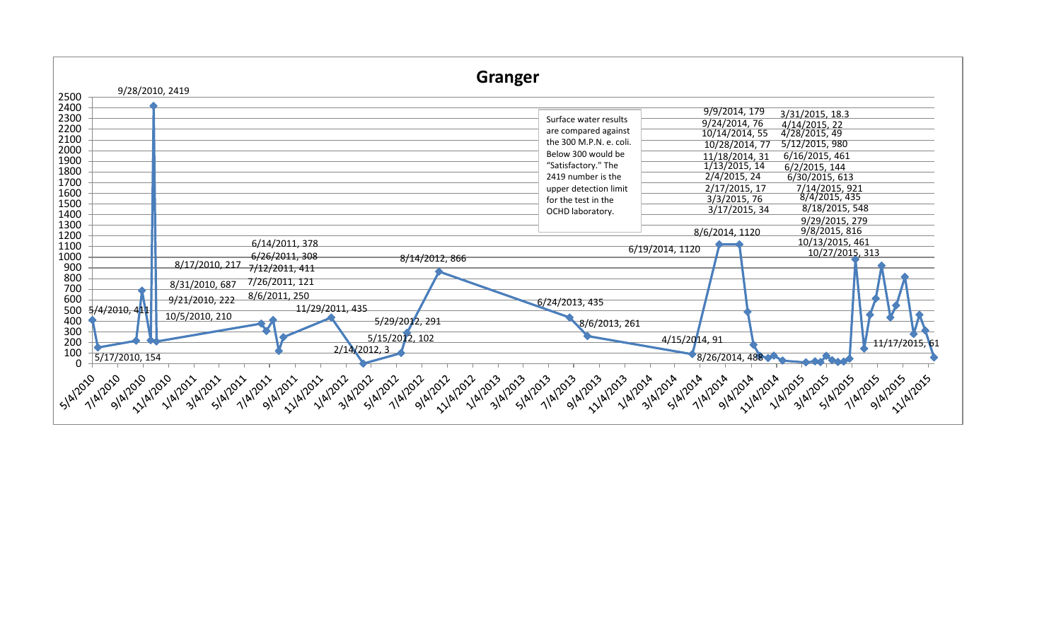# Granger

Surface water results are compared against the 300 M.P.N. e. coli. Below 300 would be "Satisfactory." The 2419 number is the upper detection limit for the test in the OCHD laboratory.

| Date | Result |
| --- | --- |
| 5/4/2010 | 411 |
| 5/17/2010 | 154 |
| 8/17/2010 | 217 |
| 8/31/2010 | 687 |
| 9/21/2010 | 222 |
| 9/28/2010 | 2419 |
| 10/5/2010 | 210 |
| 6/14/2011 | 378 |
| 6/26/2011 | 308 |
| 7/12/2011 | 411 |
| 7/26/2011 | 121 |
| 8/6/2011 | 250 |
| 11/29/2011 | 435 |
| 2/14/2012 | 3 |
| 5/15/2012 | 102 |
| 5/29/2012 | 291 |
| 8/14/2012 | 866 |
| 6/24/2013 | 435 |
| 8/6/2013 | 261 |
| 4/15/2014 | 91 |
| 6/19/2014 | 1120 |
| 8/6/2014 | 1120 |
| 8/26/2014 | 488 |
| 9/9/2014 | 179 |
| 9/24/2014 | 76 |
| 10/14/2014 | 55 |
| 10/28/2014 | 77 |
| 11/18/2014 | 31 |
| 1/13/2015 | 14 |
| 2/4/2015 | 24 |
| 2/17/2015 | 17 |
| 3/3/2015 | 76 |
| 3/17/2015 | 34 |
| 3/31/2015 | 18.3 |
| 4/14/2015 | 22 |
| 4/28/2015 | 49 |
| 5/12/2015 | 980 |
| 6/16/2015 | 461 |
| 6/2/2015 | 144 |
| 6/30/2015 | 613 |
| 7/14/2015 | 921 |
| 8/4/2015 | 435 |
| 8/18/2015 | 548 |
| 9/29/2015 | 279 |
| 9/8/2015 | 816 |
| 10/13/2015 | 461 |
| 10/27/2015 | 313 |
| 11/17/2015 | 61 |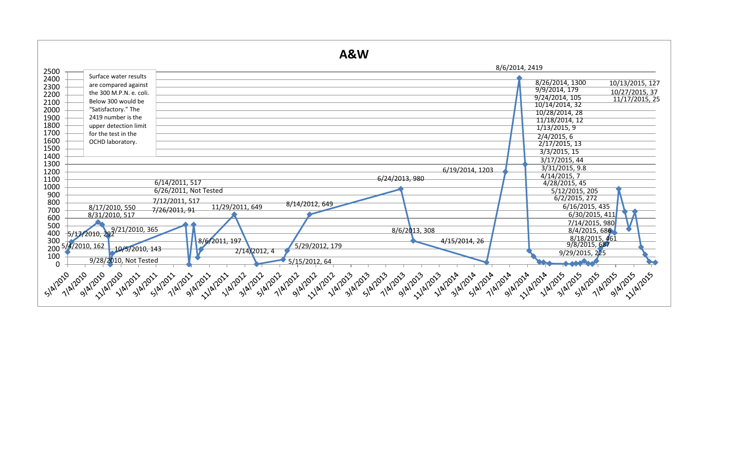# A&W

Surface water results are compared against the 300 M.P.N. e. coli. Below 300 would be "Satisfactory." The 2419 number is the upper detection limit for the test in the OCHD laboratory.

| Date | Result |
|---|---|
| 5/4/2010 | 162 |
| 5/17/2010 | 292 |
| 8/17/2010 | 550 |
| 8/31/2010 | 517 |
| 9/21/2010 | 365 |
| 9/28/2010 | Not Tested |
| 10/5/2010 | 143 |
| 6/14/2011 | 517 |
| 6/26/2011 | Not Tested |
| 7/12/2011 | 517 |
| 7/26/2011 | 91 |
| 8/6/2011 | 197 |
| 11/29/2011 | 649 |
| 2/14/2012 | 4 |
| 5/15/2012 | 64 |
| 5/29/2012 | 179 |
| 8/14/2012 | 649 |
| 6/24/2013 | 980 |
| 8/6/2013 | 308 |
| 4/15/2014 | 26 |
| 6/19/2014 | 1203 |
| 8/6/2014 | 2419 |
| 8/26/2014 | 1300 |
| 9/9/2014 | 179 |
| 9/24/2014 | 105 |
| 10/14/2014 | 32 |
| 10/28/2014 | 28 |
| 11/18/2014 | 12 |
| 1/13/2015 | 9 |
| 2/4/2015 | 6 |
| 2/17/2015 | 13 |
| 3/3/2015 | 15 |
| 3/17/2015 | 44 |
| 3/31/2015 | 9.8 |
| 4/14/2015 | 7 |
| 4/28/2015 | 45 |
| 5/12/2015 | 205 |
| 6/2/2015 | 272 |
| 6/16/2015 | 435 |
| 6/30/2015 | 411 |
| 7/14/2015 | 980 |
| 8/4/2015 | 686 |
| 8/18/2015 | 461 |
| 9/8/2015 | 687 |
| 9/29/2015 | 225 |
| 10/13/2015 | 127 |
| 10/27/2015 | 37 |
| 11/17/2015 | 25 |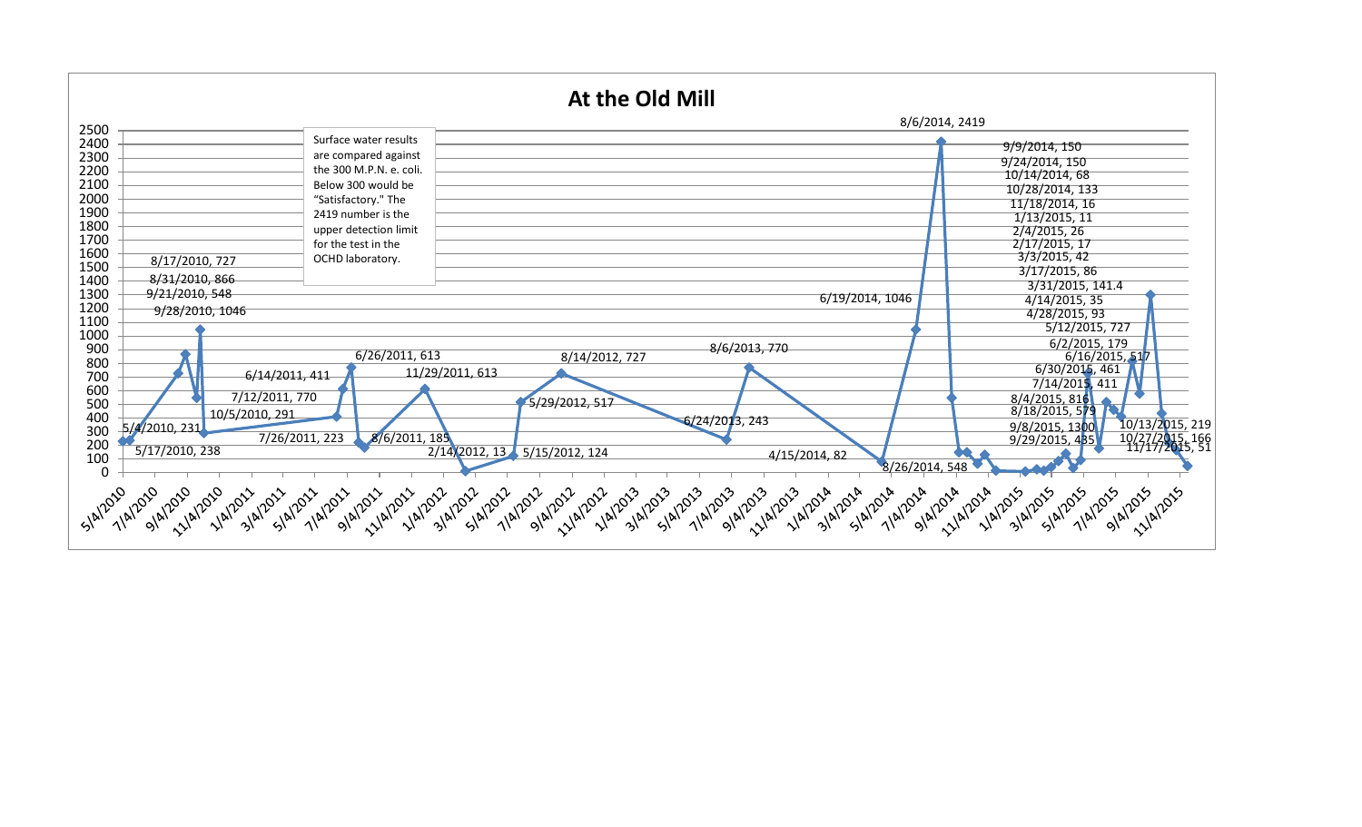# At the Old Mill

Surface water results are compared against the 300 M.P.N. e. coli. Below 300 would be "Satisfactory." The 2419 number is the upper detection limit for the test in the OCHD laboratory.

| Date | Result |
|---|---|
| 5/4/2010 | 231 |
| 5/17/2010 | 238 |
| 8/17/2010 | 727 |
| 8/31/2010 | 866 |
| 9/21/2010 | 548 |
| 9/28/2010 | 1046 |
| 10/5/2010 | 291 |
| 6/14/2011 | 411 |
| 6/26/2011 | 613 |
| 7/12/2011 | 770 |
| 7/26/2011 | 223 |
| 8/6/2011 | 185 |
| 11/29/2011 | 613 |
| 2/14/2012 | 13 |
| 5/15/2012 | 124 |
| 5/29/2012 | 517 |
| 8/14/2012 | 727 |
| 6/24/2013 | 243 |
| 8/6/2013 | 770 |
| 4/15/2014 | 82 |
| 6/19/2014 | 1046 |
| 8/6/2014 | 2419 |
| 8/26/2014 | 548 |
| 9/9/2014 | 150 |
| 9/24/2014 | 150 |
| 10/14/2014 | 68 |
| 10/28/2014 | 133 |
| 11/18/2014 | 16 |
| 1/13/2015 | 11 |
| 2/4/2015 | 26 |
| 2/17/2015 | 17 |
| 3/3/2015 | 42 |
| 3/17/2015 | 86 |
| 3/31/2015 | 141.4 |
| 4/14/2015 | 35 |
| 4/28/2015 | 93 |
| 5/12/2015 | 727 |
| 6/2/2015 | 179 |
| 6/16/2015 | 517 |
| 6/30/2015 | 461 |
| 7/14/2015 | 411 |
| 8/4/2015 | 816 |
| 8/18/2015 | 579 |
| 9/8/2015 | 1300 |
| 9/29/2015 | 435 |
| 10/13/2015 | 219 |
| 10/27/2015 | 166 |
| 11/17/2015 | 51 |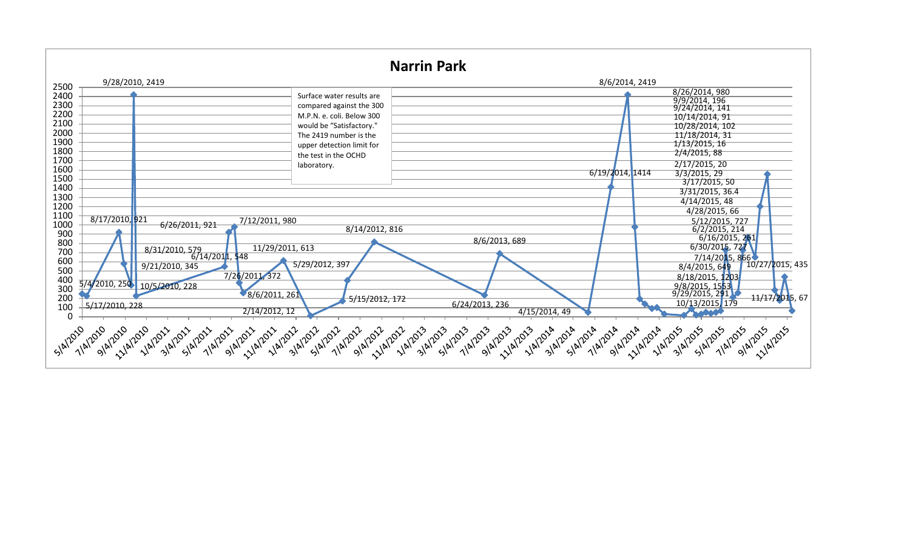# Narrin Park

Surface water results are compared against the 300 M.P.N. e. coli. Below 300 would be "Satisfactory." The 2419 number is the upper detection limit for the test in the OCHD laboratory.

2500
2400
2300
2200
2100
2000
1900
1800
1700
1600
1500
1400
1300
1200
1100
1000
900
800
700
600
500
400
300
200
100
0

5/4/2010, 250
5/17/2010, 228
8/17/2010, 921
8/31/2010, 579
9/21/2010, 345
9/28/2010, 2419
10/5/2010, 228
6/14/2011, 548
6/26/2011, 921
7/12/2011, 980
7/26/2011, 372
8/6/2011, 261
11/29/2011, 613
2/14/2012, 12
5/15/2012, 172
5/29/2012, 397
8/14/2012, 816
6/24/2013, 236
8/6/2013, 689
4/15/2014, 49
6/19/2014, 1414
8/6/2014, 2419
8/26/2014, 980
9/9/2014, 196
9/24/2014, 141
10/14/2014, 91
10/28/2014, 102
11/18/2014, 31
1/13/2015, 16
2/4/2015, 88
2/17/2015, 20
3/3/2015, 29
3/17/2015, 50
3/31/2015, 36.4
4/14/2015, 48
4/28/2015, 66
5/12/2015, 727
6/2/2015, 214
6/16/2015, 261
6/30/2015, 727
7/14/2015, 866
8/4/2015, 649
8/18/2015, 1203
9/8/2015, 1553
9/29/2015, 291
10/13/2015, 179
10/27/2015, 435
11/17/2015, 67

5/4/2010
7/4/2010
9/4/2010
11/4/2010
1/4/2011
3/4/2011
5/4/2011
7/4/2011
9/4/2011
11/4/2011
1/4/2012
3/4/2012
5/4/2012
7/4/2012
9/4/2012
11/4/2012
1/4/2013
3/4/2013
5/4/2013
7/4/2013
9/4/2013
11/4/2013
1/4/2014
3/4/2014
5/4/2014
7/4/2014
9/4/2014
11/4/2014
1/4/2015
3/4/2015
5/4/2015
7/4/2015
9/4/2015
11/4/2015